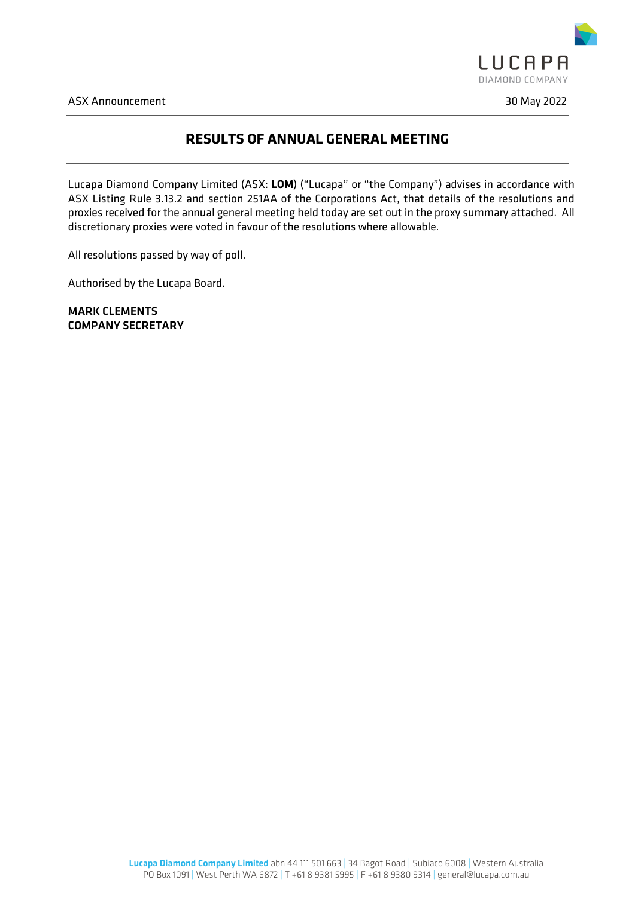ASX Announcement 30 May 2022

# RESULTS OF ANNUAL GENERAL MEETING

Lucapa Diamond Company Limited (ASX: **LOM**) ("Lucapa" or "the Company") advises in accordance with ASX Listing Rule 3.13.2 and section 251AA of the Corporations Act, that details of the resolutions and proxies received for the annual general meeting held today are set out in the proxy summary attached. All discretionary proxies were voted in favour of the resolutions where allowable.

All resolutions passed by way of poll.

Authorised by the Lucapa Board.

**MARK CLEMENTS**
**COMPANY SECRETARY**

Lucapa Diamond Company Limited abn 44 111 501 663 | 34 Bagot Road | Subiaco 6008 | Western Australia
PO Box 1091 | West Perth WA 6872 | T +61 8 9381 5995 | F +61 8 9380 9314 | general@lucapa.com.au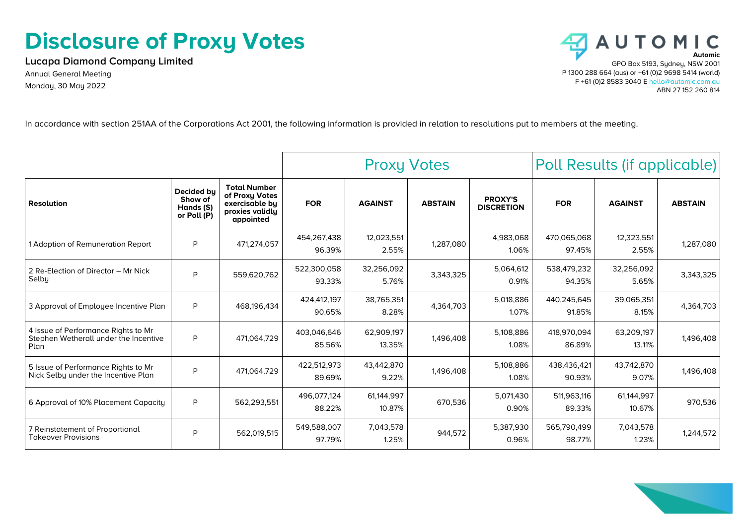# Disclosure of Proxy Votes

**Lucapa Diamond Company Limited**

Annual General Meeting

Monday, 30 May 2022

AUTOMIC

**Automic**
GPO Box 5193, Sydney, NSW 2001
P 1300 288 664 (aus) or +61 (0)2 9698 5414 (world)
F +61 (0)2 8583 3040 E hello@automic.com.au
ABN 27 152 260 814

In accordance with section 251AA of the Corporations Act 2001, the following information is provided in relation to resolutions put to members at the meeting.

| | | | Proxy Votes | | | | Poll Results (if applicable) | | |
|---|---|---|---|---|---|---|---|---|---|
| **Resolution** | **Decided by Show of Hands (S) or Poll (P)** | **Total Number of Proxy Votes exercisable by proxies validly appointed** | **FOR** | **AGAINST** | **ABSTAIN** | **PROXY'S DISCRETION** | **FOR** | **AGAINST** | **ABSTAIN** |
| 1 Adoption of Remuneration Report | P | 471,274,057 | 454,267,438 96.39% | 12,023,551 2.55% | 1,287,080 | 4,983,068 1.06% | 470,065,068 97.45% | 12,323,551 2.55% | 1,287,080 |
| 2 Re-Election of Director – Mr Nick Selby | P | 559,620,762 | 522,300,058 93.33% | 32,256,092 5.76% | 3,343,325 | 5,064,612 0.91% | 538,479,232 94.35% | 32,256,092 5.65% | 3,343,325 |
| 3 Approval of Employee Incentive Plan | P | 468,196,434 | 424,412,197 90.65% | 38,765,351 8.28% | 4,364,703 | 5,018,886 1.07% | 440,245,645 91.85% | 39,065,351 8.15% | 4,364,703 |
| 4 Issue of Performance Rights to Mr Stephen Wetherall under the Incentive Plan | P | 471,064,729 | 403,046,646 85.56% | 62,909,197 13.35% | 1,496,408 | 5,108,886 1.08% | 418,970,094 86.89% | 63,209,197 13.11% | 1,496,408 |
| 5 Issue of Performance Rights to Mr Nick Selby under the Incentive Plan | P | 471,064,729 | 422,512,973 89.69% | 43,442,870 9.22% | 1,496,408 | 5,108,886 1.08% | 438,436,421 90.93% | 43,742,870 9.07% | 1,496,408 |
| 6 Approval of 10% Placement Capacity | P | 562,293,551 | 496,077,124 88.22% | 61,144,997 10.87% | 670,536 | 5,071,430 0.90% | 511,963,116 89.33% | 61,144,997 10.67% | 970,536 |
| 7 Reinstatement of Proportional Takeover Provisions | P | 562,019,515 | 549,588,007 97.79% | 7,043,578 1.25% | 944,572 | 5,387,930 0.96% | 565,790,499 98.77% | 7,043,578 1.23% | 1,244,572 |